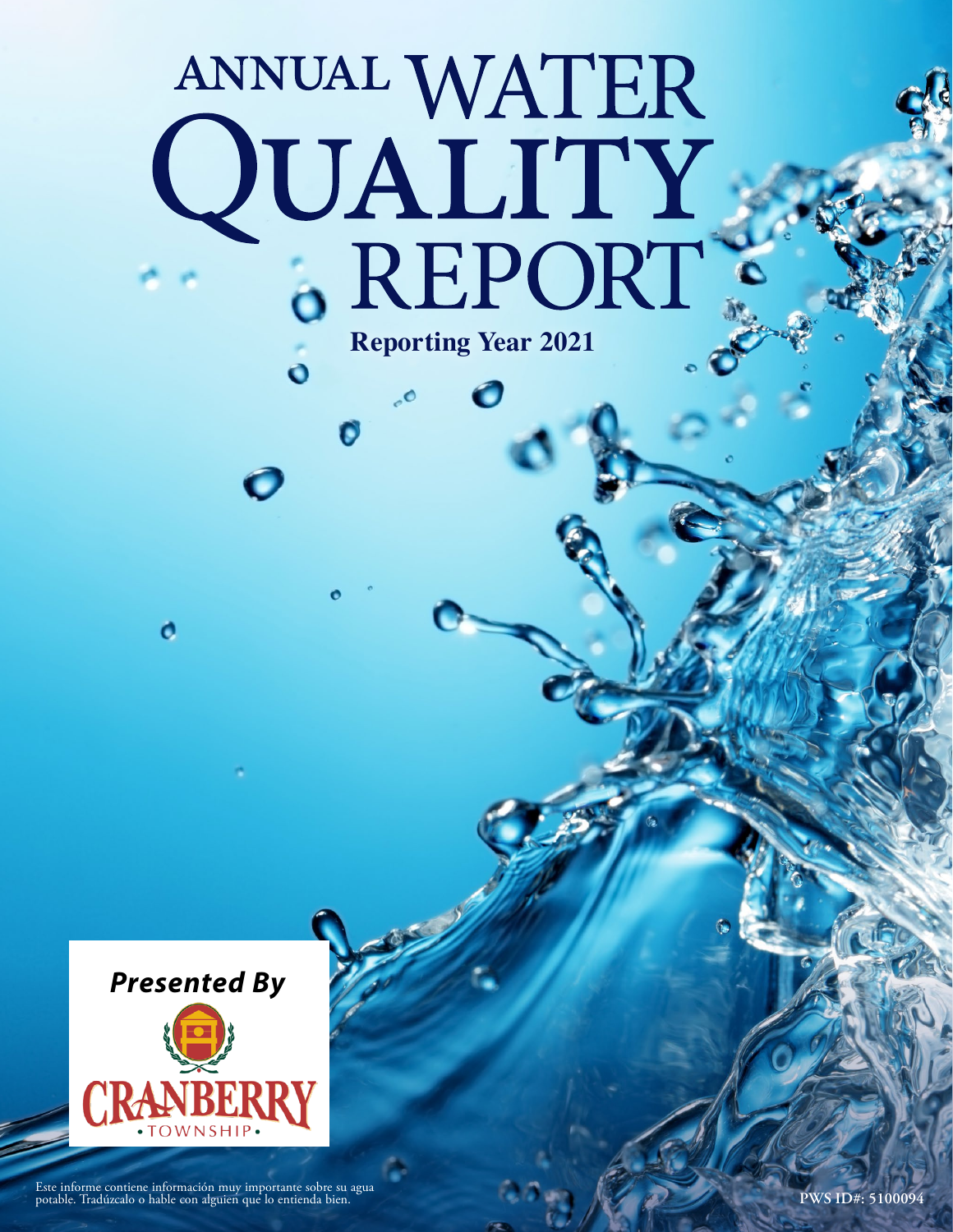# ANNUAL WATER QUALITY REPORT

**Reporting Year 2021**

***Presented By***

CRANBERRY
•TOWNSHIP•

Este informe contiene información muy importante sobre su agua potable. Tradúzcalo o hable con alguien que lo entienda bien.

**PWS ID#: 5100094**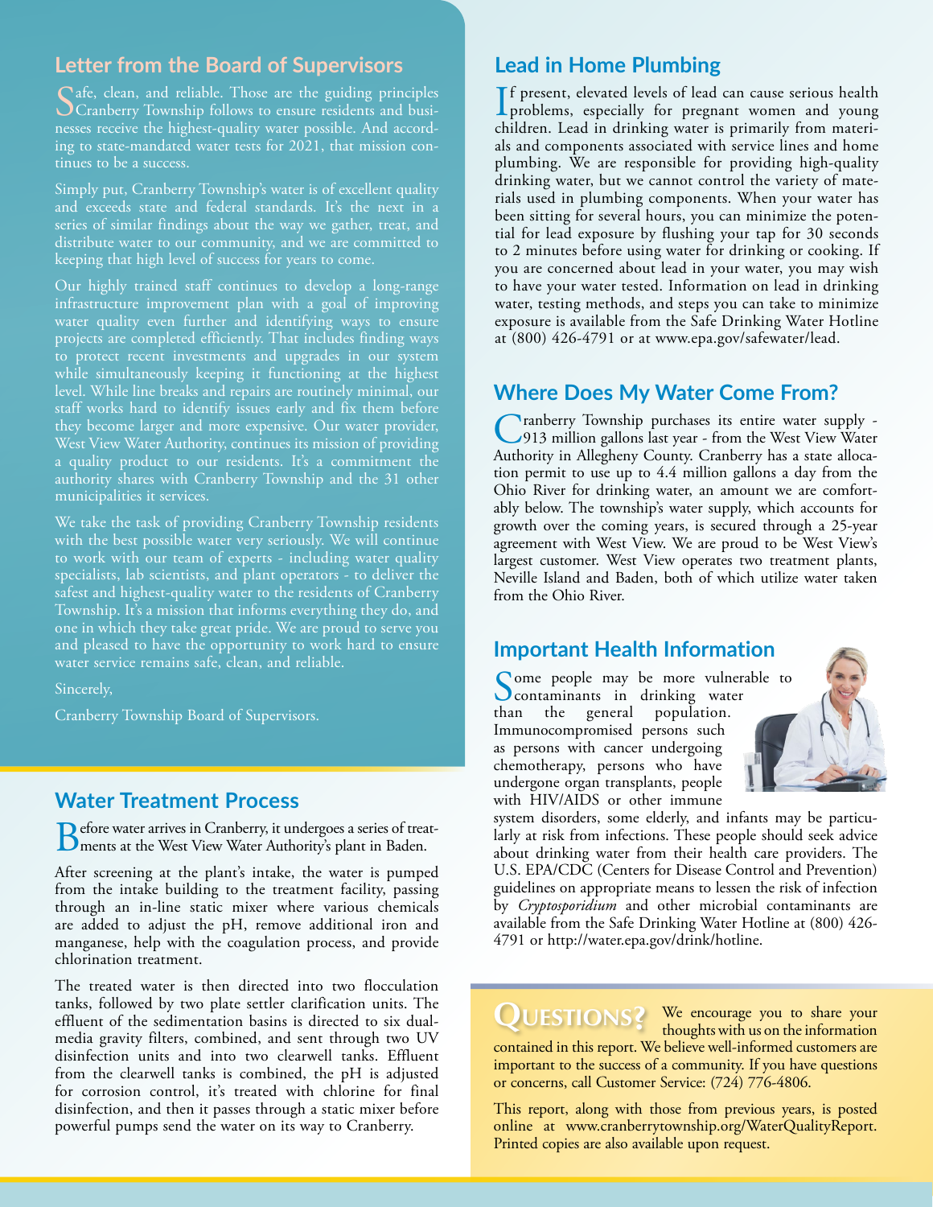## Letter from the Board of Supervisors

Safe, clean, and reliable. Those are the guiding principles Cranberry Township follows to ensure residents and businesses receive the highest-quality water possible. And according to state-mandated water tests for 2021, that mission continues to be a success.

Simply put, Cranberry Township's water is of excellent quality and exceeds state and federal standards. It's the next in a series of similar findings about the way we gather, treat, and distribute water to our community, and we are committed to keeping that high level of success for years to come.

Our highly trained staff continues to develop a long-range infrastructure improvement plan with a goal of improving water quality even further and identifying ways to ensure projects are completed efficiently. That includes finding ways to protect recent investments and upgrades in our system while simultaneously keeping it functioning at the highest level. While line breaks and repairs are routinely minimal, our staff works hard to identify issues early and fix them before they become larger and more expensive. Our water provider, West View Water Authority, continues its mission of providing a quality product to our residents. It's a commitment the authority shares with Cranberry Township and the 31 other municipalities it services.

We take the task of providing Cranberry Township residents with the best possible water very seriously. We will continue to work with our team of experts - including water quality specialists, lab scientists, and plant operators - to deliver the safest and highest-quality water to the residents of Cranberry Township. It's a mission that informs everything they do, and one in which they take great pride. We are proud to serve you and pleased to have the opportunity to work hard to ensure water service remains safe, clean, and reliable.

Sincerely,

Cranberry Township Board of Supervisors.

## Water Treatment Process

Before water arrives in Cranberry, it undergoes a series of treatments at the West View Water Authority's plant in Baden.

After screening at the plant's intake, the water is pumped from the intake building to the treatment facility, passing through an in-line static mixer where various chemicals are added to adjust the pH, remove additional iron and manganese, help with the coagulation process, and provide chlorination treatment.

The treated water is then directed into two flocculation tanks, followed by two plate settler clarification units. The effluent of the sedimentation basins is directed to six dual-media gravity filters, combined, and sent through two UV disinfection units and into two clearwell tanks. Effluent from the clearwell tanks is combined, the pH is adjusted for corrosion control, it's treated with chlorine for final disinfection, and then it passes through a static mixer before powerful pumps send the water on its way to Cranberry.

## Lead in Home Plumbing

If present, elevated levels of lead can cause serious health problems, especially for pregnant women and young children. Lead in drinking water is primarily from materials and components associated with service lines and home plumbing. We are responsible for providing high-quality drinking water, but we cannot control the variety of materials used in plumbing components. When your water has been sitting for several hours, you can minimize the potential for lead exposure by flushing your tap for 30 seconds to 2 minutes before using water for drinking or cooking. If you are concerned about lead in your water, you may wish to have your water tested. Information on lead in drinking water, testing methods, and steps you can take to minimize exposure is available from the Safe Drinking Water Hotline at (800) 426-4791 or at www.epa.gov/safewater/lead.

## Where Does My Water Come From?

Cranberry Township purchases its entire water supply - 913 million gallons last year - from the West View Water Authority in Allegheny County. Cranberry has a state allocation permit to use up to 4.4 million gallons a day from the Ohio River for drinking water, an amount we are comfortably below. The township's water supply, which accounts for growth over the coming years, is secured through a 25-year agreement with West View. We are proud to be West View's largest customer. West View operates two treatment plants, Neville Island and Baden, both of which utilize water taken from the Ohio River.

## Important Health Information

Some people may be more vulnerable to contaminants in drinking water than the general population. Immunocompromised persons such as persons with cancer undergoing chemotherapy, persons who have undergone organ transplants, people with HIV/AIDS or other immune system disorders, some elderly, and infants may be particularly at risk from infections. These people should seek advice about drinking water from their health care providers. The U.S. EPA/CDC (Centers for Disease Control and Prevention) guidelines on appropriate means to lessen the risk of infection by *Cryptosporidium* and other microbial contaminants are available from the Safe Drinking Water Hotline at (800) 426-4791 or http://water.epa.gov/drink/hotline.

## Questions?

We encourage you to share your thoughts with us on the information contained in this report. We believe well-informed customers are important to the success of a community. If you have questions or concerns, call Customer Service: (724) 776-4806.

This report, along with those from previous years, is posted online at www.cranberrytownship.org/WaterQualityReport. Printed copies are also available upon request.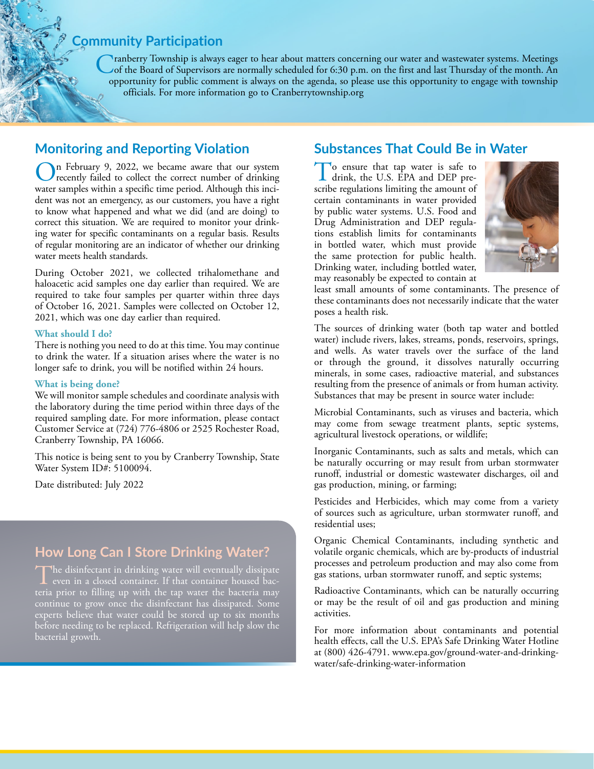## Community Participation

Cranberry Township is always eager to hear about matters concerning our water and wastewater systems. Meetings of the Board of Supervisors are normally scheduled for 6:30 p.m. on the first and last Thursday of the month. An opportunity for public comment is always on the agenda, so please use this opportunity to engage with township officials. For more information go to Cranberrytownship.org

## Monitoring and Reporting Violation

On February 9, 2022, we became aware that our system recently failed to collect the correct number of drinking water samples within a specific time period. Although this incident was not an emergency, as our customers, you have a right to know what happened and what we did (and are doing) to correct this situation. We are required to monitor your drinking water for specific contaminants on a regular basis. Results of regular monitoring are an indicator of whether our drinking water meets health standards.

During October 2021, we collected trihalomethane and haloacetic acid samples one day earlier than required. We are required to take four samples per quarter within three days of October 16, 2021. Samples were collected on October 12, 2021, which was one day earlier than required.

#### What should I do?

There is nothing you need to do at this time. You may continue to drink the water. If a situation arises where the water is no longer safe to drink, you will be notified within 24 hours.

#### What is being done?

We will monitor sample schedules and coordinate analysis with the laboratory during the time period within three days of the required sampling date. For more information, please contact Customer Service at (724) 776-4806 or 2525 Rochester Road, Cranberry Township, PA 16066.

This notice is being sent to you by Cranberry Township, State Water System ID#: 5100094.

Date distributed: July 2022

## How Long Can I Store Drinking Water?

The disinfectant in drinking water will eventually dissipate even in a closed container. If that container housed bacteria prior to filling up with the tap water the bacteria may continue to grow once the disinfectant has dissipated. Some experts believe that water could be stored up to six months before needing to be replaced. Refrigeration will help slow the bacterial growth.

## Substances That Could Be in Water

To ensure that tap water is safe to drink, the U.S. EPA and DEP prescribe regulations limiting the amount of certain contaminants in water provided by public water systems. U.S. Food and Drug Administration and DEP regulations establish limits for contaminants in bottled water, which must provide the same protection for public health. Drinking water, including bottled water, may reasonably be expected to contain at least small amounts of some contaminants. The presence of these contaminants does not necessarily indicate that the water poses a health risk.

The sources of drinking water (both tap water and bottled water) include rivers, lakes, streams, ponds, reservoirs, springs, and wells. As water travels over the surface of the land or through the ground, it dissolves naturally occurring minerals, in some cases, radioactive material, and substances resulting from the presence of animals or from human activity. Substances that may be present in source water include:

Microbial Contaminants, such as viruses and bacteria, which may come from sewage treatment plants, septic systems, agricultural livestock operations, or wildlife;

Inorganic Contaminants, such as salts and metals, which can be naturally occurring or may result from urban stormwater runoff, industrial or domestic wastewater discharges, oil and gas production, mining, or farming;

Pesticides and Herbicides, which may come from a variety of sources such as agriculture, urban stormwater runoff, and residential uses;

Organic Chemical Contaminants, including synthetic and volatile organic chemicals, which are by-products of industrial processes and petroleum production and may also come from gas stations, urban stormwater runoff, and septic systems;

Radioactive Contaminants, which can be naturally occurring or may be the result of oil and gas production and mining activities.

For more information about contaminants and potential health effects, call the U.S. EPA's Safe Drinking Water Hotline at (800) 426-4791. www.epa.gov/ground-water-and-drinking-water/safe-drinking-water-information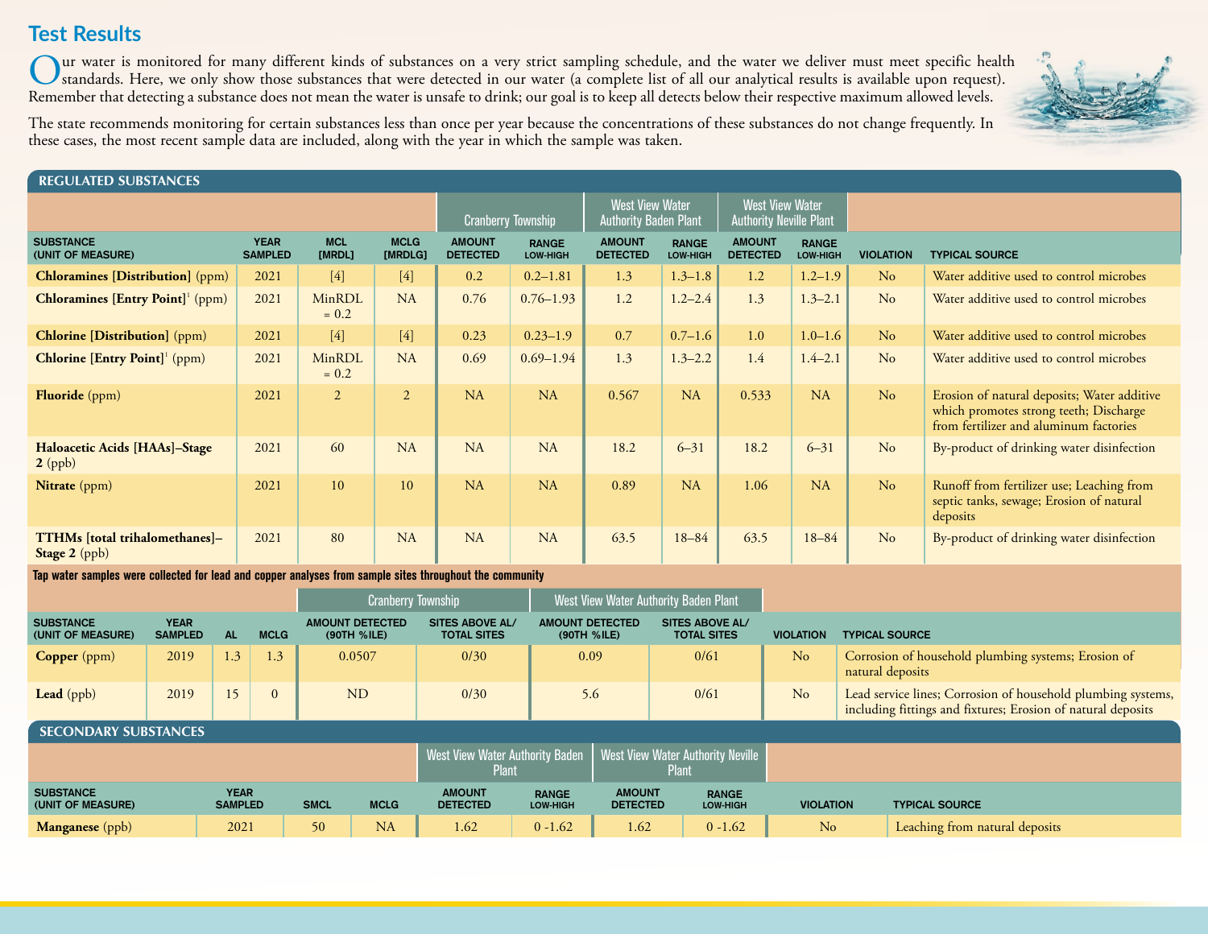## Test Results

Our water is monitored for many different kinds of substances on a very strict sampling schedule, and the water we deliver must meet specific health standards. Here, we only show those substances that were detected in our water (a complete list of all our analytical results is available upon request). Remember that detecting a substance does not mean the water is unsafe to drink; our goal is to keep all detects below their respective maximum allowed levels.

The state recommends monitoring for certain substances less than once per year because the concentrations of these substances do not change frequently. In these cases, the most recent sample data are included, along with the year in which the sample was taken.

### REGULATED SUBSTANCES

| | | | | Cranberry Township | | West View Water Authority Baden Plant | | West View Water Authority Neville Plant | | | |
|---|---|---|---|---|---|---|---|---|---|---|---|
| SUBSTANCE (UNIT OF MEASURE) | YEAR SAMPLED | MCL [MRDL] | MCLG [MRDLG] | AMOUNT DETECTED | RANGE LOW-HIGH | AMOUNT DETECTED | RANGE LOW-HIGH | AMOUNT DETECTED | RANGE LOW-HIGH | VIOLATION | TYPICAL SOURCE |
| **Chloramines [Distribution]** (ppm) | 2021 | [4] | [4] | 0.2 | 0.2–1.81 | 1.3 | 1.3–1.8 | 1.2 | 1.2–1.9 | No | Water additive used to control microbes |
| **Chloramines [Entry Point]**[1] (ppm) | 2021 | MinRDL = 0.2 | NA | 0.76 | 0.76–1.93 | 1.2 | 1.2–2.4 | 1.3 | 1.3–2.1 | No | Water additive used to control microbes |
| **Chlorine [Distribution]** (ppm) | 2021 | [4] | [4] | 0.23 | 0.23–1.9 | 0.7 | 0.7–1.6 | 1.0 | 1.0–1.6 | No | Water additive used to control microbes |
| **Chlorine [Entry Point]**[1] (ppm) | 2021 | MinRDL = 0.2 | NA | 0.69 | 0.69–1.94 | 1.3 | 1.3–2.2 | 1.4 | 1.4–2.1 | No | Water additive used to control microbes |
| **Fluoride** (ppm) | 2021 | 2 | 2 | NA | NA | 0.567 | NA | 0.533 | NA | No | Erosion of natural deposits; Water additive which promotes strong teeth; Discharge from fertilizer and aluminum factories |
| **Haloacetic Acids [HAAs]–Stage 2** (ppb) | 2021 | 60 | NA | NA | NA | 18.2 | 6–31 | 18.2 | 6–31 | No | By-product of drinking water disinfection |
| **Nitrate** (ppm) | 2021 | 10 | 10 | NA | NA | 0.89 | NA | 1.06 | NA | No | Runoff from fertilizer use; Leaching from septic tanks, sewage; Erosion of natural deposits |
| **TTHMs [total trihalomethanes]–Stage 2** (ppb) | 2021 | 80 | NA | NA | NA | 63.5 | 18–84 | 63.5 | 18–84 | No | By-product of drinking water disinfection |

**Tap water samples were collected for lead and copper analyses from sample sites throughout the community**

| | | | | Cranberry Township | | West View Water Authority Baden Plant | | | |
|---|---|---|---|---|---|---|---|---|---|
| SUBSTANCE (UNIT OF MEASURE) | YEAR SAMPLED | AL | MCLG | AMOUNT DETECTED (90TH %ILE) | SITES ABOVE AL/ TOTAL SITES | AMOUNT DETECTED (90TH %ILE) | SITES ABOVE AL/ TOTAL SITES | VIOLATION | TYPICAL SOURCE |
| **Copper** (ppm) | 2019 | 1.3 | 1.3 | 0.0507 | 0/30 | 0.09 | 0/61 | No | Corrosion of household plumbing systems; Erosion of natural deposits |
| **Lead** (ppb) | 2019 | 15 | 0 | ND | 0/30 | 5.6 | 0/61 | No | Lead service lines; Corrosion of household plumbing systems, including fittings and fixtures; Erosion of natural deposits |

### SECONDARY SUBSTANCES

| | | | | West View Water Authority Baden Plant | | West View Water Authority Neville Plant | | | |
|---|---|---|---|---|---|---|---|---|---|
| SUBSTANCE (UNIT OF MEASURE) | YEAR SAMPLED | SMCL | MCLG | AMOUNT DETECTED | RANGE LOW-HIGH | AMOUNT DETECTED | RANGE LOW-HIGH | VIOLATION | TYPICAL SOURCE |
| **Manganese** (ppb) | 2021 | 50 | NA | 1.62 | 0 -1.62 | 1.62 | 0 -1.62 | No | Leaching from natural deposits |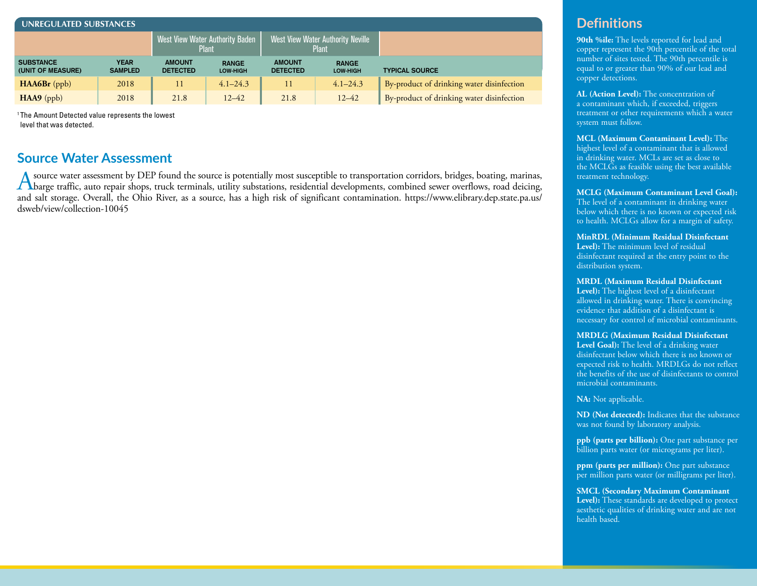## UNREGULATED SUBSTANCES

| | | West View Water Authority Baden Plant | | West View Water Authority Neville Plant | | |
|---|---|---|---|---|---|---|
| SUBSTANCE (UNIT OF MEASURE) | YEAR SAMPLED | AMOUNT DETECTED | RANGE LOW-HIGH | AMOUNT DETECTED | RANGE LOW-HIGH | TYPICAL SOURCE |
| **HAA6Br** (ppb) | 2018 | 11 | 4.1–24.3 | 11 | 4.1–24.3 | By-product of drinking water disinfection |
| **HAA9** (ppb) | 2018 | 21.8 | 12–42 | 21.8 | 12–42 | By-product of drinking water disinfection |

[1] The Amount Detected value represents the lowest level that was detected.

## Source Water Assessment

A source water assessment by DEP found the source is potentially most susceptible to transportation corridors, bridges, boating, marinas, barge traffic, auto repair shops, truck terminals, utility substations, residential developments, combined sewer overflows, road deicing, and salt storage. Overall, the Ohio River, as a source, has a high risk of significant contamination. https://www.elibrary.dep.state.pa.us/dsweb/view/collection-10045

## Definitions

**90th %ile:** The levels reported for lead and copper represent the 90th percentile of the total number of sites tested. The 90th percentile is equal to or greater than 90% of our lead and copper detections.

**AL (Action Level):** The concentration of a contaminant which, if exceeded, triggers treatment or other requirements which a water system must follow.

**MCL (Maximum Contaminant Level):** The highest level of a contaminant that is allowed in drinking water. MCLs are set as close to the MCLGs as feasible using the best available treatment technology.

**MCLG (Maximum Contaminant Level Goal):** The level of a contaminant in drinking water below which there is no known or expected risk to health. MCLGs allow for a margin of safety.

**MinRDL (Minimum Residual Disinfectant Level):** The minimum level of residual disinfectant required at the entry point to the distribution system.

**MRDL (Maximum Residual Disinfectant Level):** The highest level of a disinfectant allowed in drinking water. There is convincing evidence that addition of a disinfectant is necessary for control of microbial contaminants.

**MRDLG (Maximum Residual Disinfectant Level Goal):** The level of a drinking water disinfectant below which there is no known or expected risk to health. MRDLGs do not reflect the benefits of the use of disinfectants to control microbial contaminants.

**NA:** Not applicable.

**ND (Not detected):** Indicates that the substance was not found by laboratory analysis.

**ppb (parts per billion):** One part substance per billion parts water (or micrograms per liter).

**ppm (parts per million):** One part substance per million parts water (or milligrams per liter).

**SMCL (Secondary Maximum Contaminant Level):** These standards are developed to protect aesthetic qualities of drinking water and are not health based.